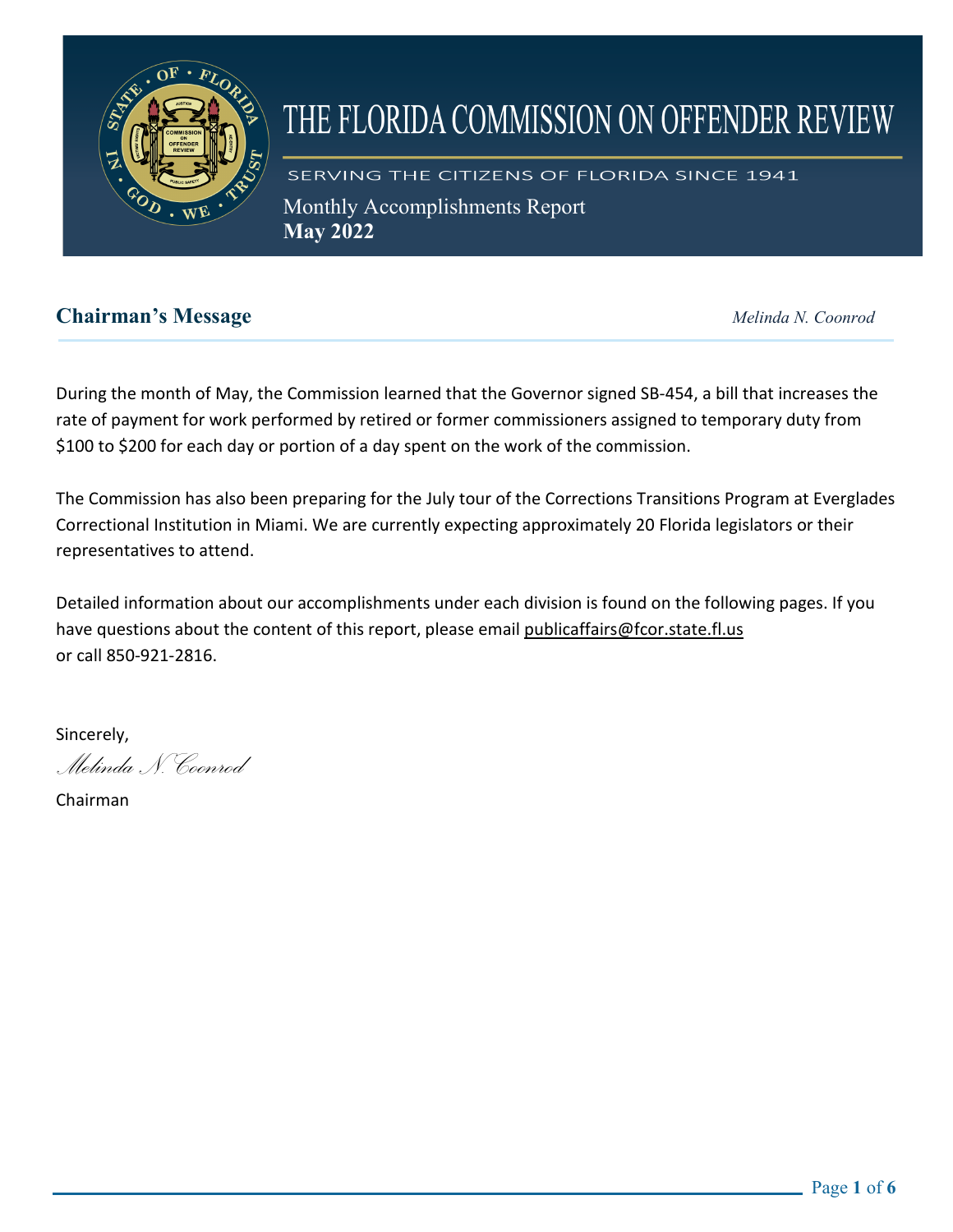# THE FLORIDA COMMISSION ON OFFENDER REVIEW

SERVING THE CITIZENS OF FLORIDA SINCE 1941

Monthly Accomplishments Report
**May 2022**

## Chairman's Message

*Melinda N. Coonrod*

During the month of May, the Commission learned that the Governor signed SB-454, a bill that increases the rate of payment for work performed by retired or former commissioners assigned to temporary duty from $100 to $200 for each day or portion of a day spent on the work of the commission.

The Commission has also been preparing for the July tour of the Corrections Transitions Program at Everglades Correctional Institution in Miami. We are currently expecting approximately 20 Florida legislators or their representatives to attend.

Detailed information about our accomplishments under each division is found on the following pages. If you have questions about the content of this report, please email publicaffairs@fcor.state.fl.us or call 850-921-2816.

Sincerely,

*Melinda N. Coonrod*

Chairman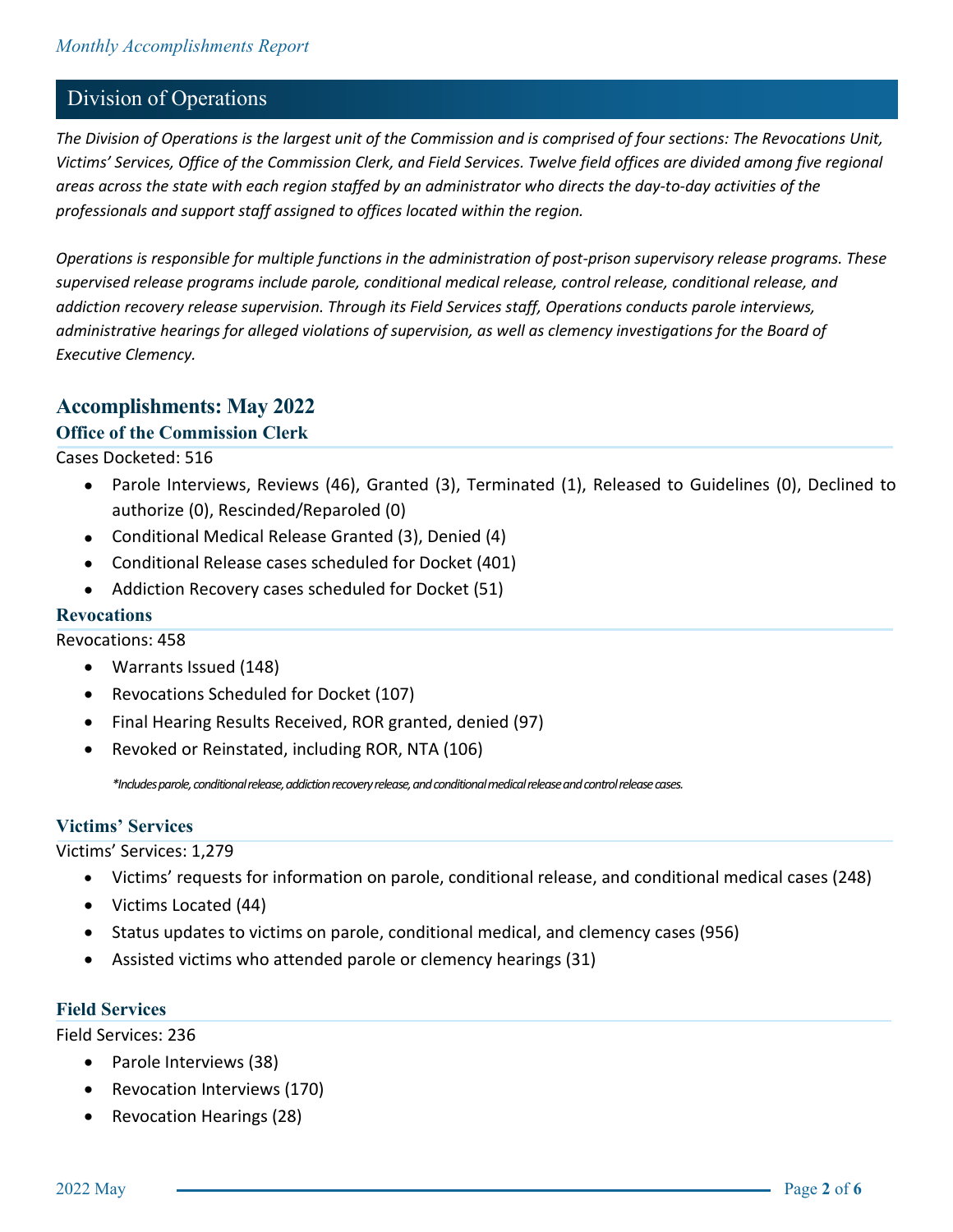## Division of Operations

*The Division of Operations is the largest unit of the Commission and is comprised of four sections: The Revocations Unit, Victims' Services, Office of the Commission Clerk, and Field Services. Twelve field offices are divided among five regional areas across the state with each region staffed by an administrator who directs the day-to-day activities of the professionals and support staff assigned to offices located within the region.*

*Operations is responsible for multiple functions in the administration of post-prison supervisory release programs. These supervised release programs include parole, conditional medical release, control release, conditional release, and addiction recovery release supervision. Through its Field Services staff, Operations conducts parole interviews, administrative hearings for alleged violations of supervision, as well as clemency investigations for the Board of Executive Clemency.*

## Accomplishments: May 2022

### Office of the Commission Clerk

Cases Docketed: 516

- Parole Interviews, Reviews (46), Granted (3), Terminated (1), Released to Guidelines (0), Declined to authorize (0), Rescinded/Reparoled (0)
- Conditional Medical Release Granted (3), Denied (4)
- Conditional Release cases scheduled for Docket (401)
- Addiction Recovery cases scheduled for Docket (51)

### Revocations

Revocations: 458

- Warrants Issued (148)
- Revocations Scheduled for Docket (107)
- Final Hearing Results Received, ROR granted, denied (97)
- Revoked or Reinstated, including ROR, NTA (106)

*\*Includes parole, conditional release, addiction recovery release, and conditional medical release and control release cases.*

### Victims' Services

Victims' Services: 1,279

- Victims' requests for information on parole, conditional release, and conditional medical cases (248)
- Victims Located (44)
- Status updates to victims on parole, conditional medical, and clemency cases (956)
- Assisted victims who attended parole or clemency hearings (31)

### Field Services

Field Services: 236

- Parole Interviews (38)
- Revocation Interviews (170)
- Revocation Hearings (28)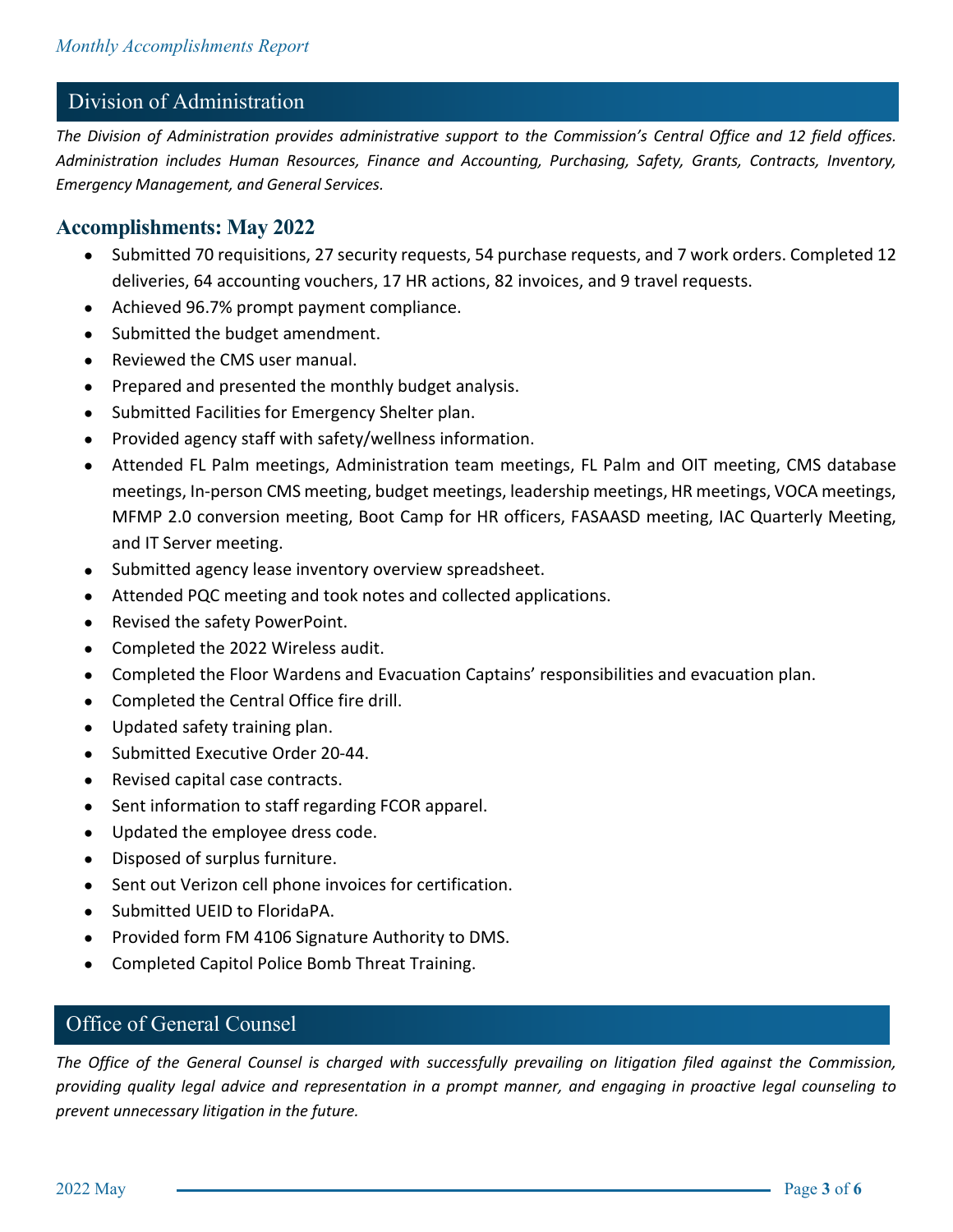## Division of Administration

*The Division of Administration provides administrative support to the Commission's Central Office and 12 field offices. Administration includes Human Resources, Finance and Accounting, Purchasing, Safety, Grants, Contracts, Inventory, Emergency Management, and General Services.*

### Accomplishments: May 2022

- Submitted 70 requisitions, 27 security requests, 54 purchase requests, and 7 work orders. Completed 12 deliveries, 64 accounting vouchers, 17 HR actions, 82 invoices, and 9 travel requests.
- Achieved 96.7% prompt payment compliance.
- Submitted the budget amendment.
- Reviewed the CMS user manual.
- Prepared and presented the monthly budget analysis.
- Submitted Facilities for Emergency Shelter plan.
- Provided agency staff with safety/wellness information.
- Attended FL Palm meetings, Administration team meetings, FL Palm and OIT meeting, CMS database meetings, In-person CMS meeting, budget meetings, leadership meetings, HR meetings, VOCA meetings, MFMP 2.0 conversion meeting, Boot Camp for HR officers, FASAASD meeting, IAC Quarterly Meeting, and IT Server meeting.
- Submitted agency lease inventory overview spreadsheet.
- Attended PQC meeting and took notes and collected applications.
- Revised the safety PowerPoint.
- Completed the 2022 Wireless audit.
- Completed the Floor Wardens and Evacuation Captains' responsibilities and evacuation plan.
- Completed the Central Office fire drill.
- Updated safety training plan.
- Submitted Executive Order 20-44.
- Revised capital case contracts.
- Sent information to staff regarding FCOR apparel.
- Updated the employee dress code.
- Disposed of surplus furniture.
- Sent out Verizon cell phone invoices for certification.
- Submitted UEID to FloridaPA.
- Provided form FM 4106 Signature Authority to DMS.
- Completed Capitol Police Bomb Threat Training.

## Office of General Counsel

*The Office of the General Counsel is charged with successfully prevailing on litigation filed against the Commission, providing quality legal advice and representation in a prompt manner, and engaging in proactive legal counseling to prevent unnecessary litigation in the future.*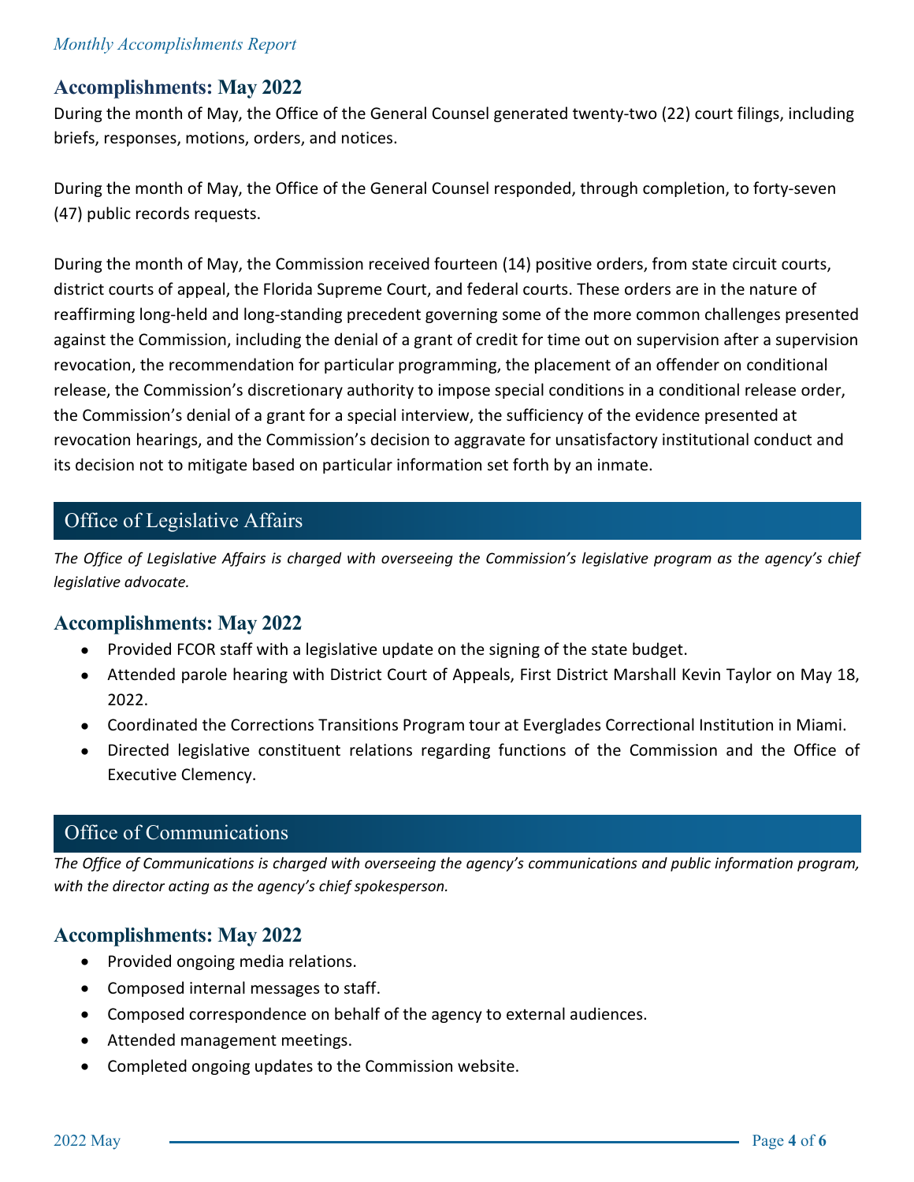## Accomplishments: May 2022

During the month of May, the Office of the General Counsel generated twenty-two (22) court filings, including briefs, responses, motions, orders, and notices.

During the month of May, the Office of the General Counsel responded, through completion, to forty-seven (47) public records requests.

During the month of May, the Commission received fourteen (14) positive orders, from state circuit courts, district courts of appeal, the Florida Supreme Court, and federal courts. These orders are in the nature of reaffirming long-held and long-standing precedent governing some of the more common challenges presented against the Commission, including the denial of a grant of credit for time out on supervision after a supervision revocation, the recommendation for particular programming, the placement of an offender on conditional release, the Commission's discretionary authority to impose special conditions in a conditional release order, the Commission's denial of a grant for a special interview, the sufficiency of the evidence presented at revocation hearings, and the Commission's decision to aggravate for unsatisfactory institutional conduct and its decision not to mitigate based on particular information set forth by an inmate.

# Office of Legislative Affairs

*The Office of Legislative Affairs is charged with overseeing the Commission's legislative program as the agency's chief legislative advocate.*

## Accomplishments: May 2022

- Provided FCOR staff with a legislative update on the signing of the state budget.
- Attended parole hearing with District Court of Appeals, First District Marshall Kevin Taylor on May 18, 2022.
- Coordinated the Corrections Transitions Program tour at Everglades Correctional Institution in Miami.
- Directed legislative constituent relations regarding functions of the Commission and the Office of Executive Clemency.

# Office of Communications

*The Office of Communications is charged with overseeing the agency's communications and public information program, with the director acting as the agency's chief spokesperson.*

## Accomplishments: May 2022

- Provided ongoing media relations.
- Composed internal messages to staff.
- Composed correspondence on behalf of the agency to external audiences.
- Attended management meetings.
- Completed ongoing updates to the Commission website.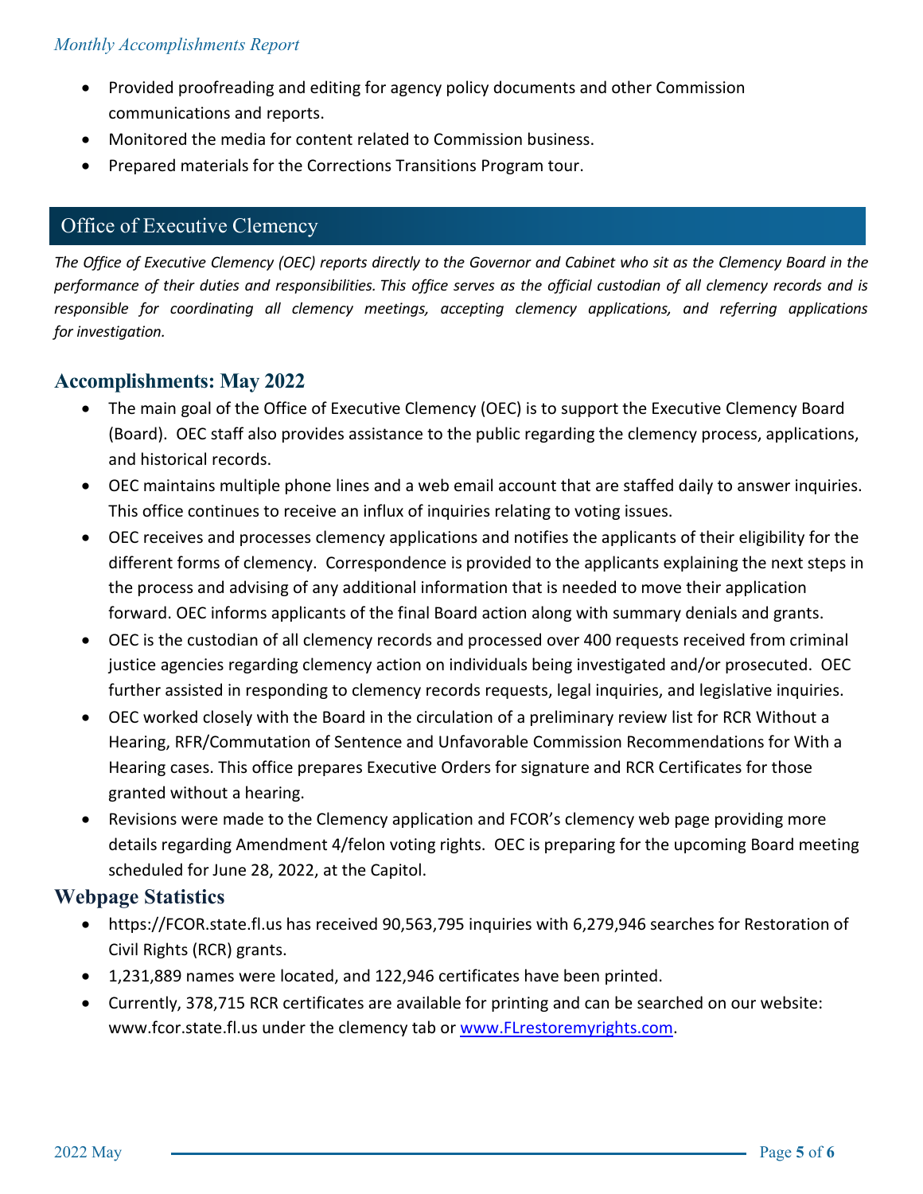- Provided proofreading and editing for agency policy documents and other Commission communications and reports.
- Monitored the media for content related to Commission business.
- Prepared materials for the Corrections Transitions Program tour.

## Office of Executive Clemency

*The Office of Executive Clemency (OEC) reports directly to the Governor and Cabinet who sit as the Clemency Board in the performance of their duties and responsibilities. This office serves as the official custodian of all clemency records and is responsible for coordinating all clemency meetings, accepting clemency applications, and referring applications for investigation.*

### Accomplishments: May 2022

- The main goal of the Office of Executive Clemency (OEC) is to support the Executive Clemency Board (Board). OEC staff also provides assistance to the public regarding the clemency process, applications, and historical records.
- OEC maintains multiple phone lines and a web email account that are staffed daily to answer inquiries. This office continues to receive an influx of inquiries relating to voting issues.
- OEC receives and processes clemency applications and notifies the applicants of their eligibility for the different forms of clemency. Correspondence is provided to the applicants explaining the next steps in the process and advising of any additional information that is needed to move their application forward. OEC informs applicants of the final Board action along with summary denials and grants.
- OEC is the custodian of all clemency records and processed over 400 requests received from criminal justice agencies regarding clemency action on individuals being investigated and/or prosecuted. OEC further assisted in responding to clemency records requests, legal inquiries, and legislative inquiries.
- OEC worked closely with the Board in the circulation of a preliminary review list for RCR Without a Hearing, RFR/Commutation of Sentence and Unfavorable Commission Recommendations for With a Hearing cases. This office prepares Executive Orders for signature and RCR Certificates for those granted without a hearing.
- Revisions were made to the Clemency application and FCOR's clemency web page providing more details regarding Amendment 4/felon voting rights. OEC is preparing for the upcoming Board meeting scheduled for June 28, 2022, at the Capitol.

### Webpage Statistics

- https://FCOR.state.fl.us has received 90,563,795 inquiries with 6,279,946 searches for Restoration of Civil Rights (RCR) grants.
- 1,231,889 names were located, and 122,946 certificates have been printed.
- Currently, 378,715 RCR certificates are available for printing and can be searched on our website: www.fcor.state.fl.us under the clemency tab or www.FLrestoremyrights.com.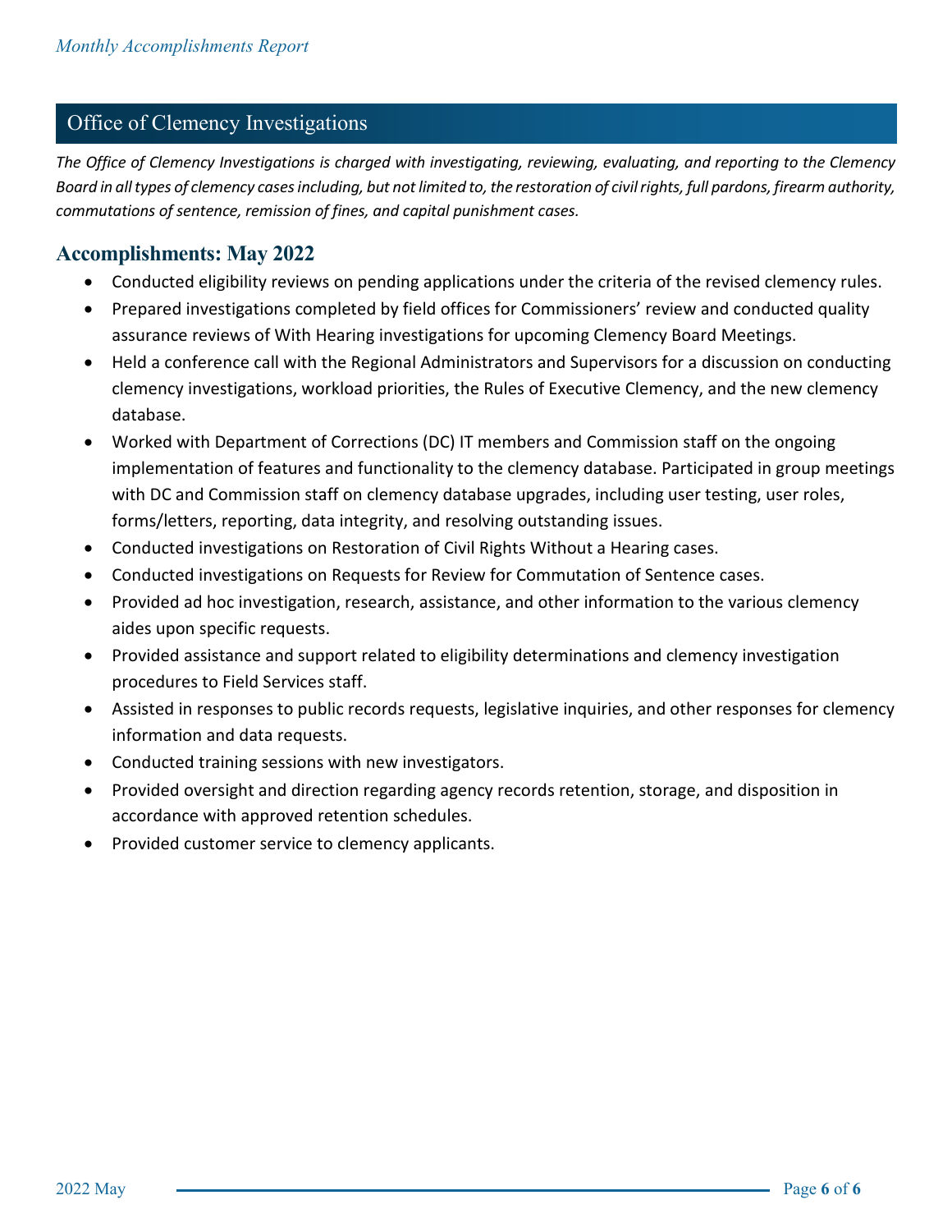## Office of Clemency Investigations

*The Office of Clemency Investigations is charged with investigating, reviewing, evaluating, and reporting to the Clemency Board in all types of clemency cases including, but not limited to, the restoration of civil rights, full pardons, firearm authority, commutations of sentence, remission of fines, and capital punishment cases.*

### Accomplishments: May 2022

- Conducted eligibility reviews on pending applications under the criteria of the revised clemency rules.
- Prepared investigations completed by field offices for Commissioners' review and conducted quality assurance reviews of With Hearing investigations for upcoming Clemency Board Meetings.
- Held a conference call with the Regional Administrators and Supervisors for a discussion on conducting clemency investigations, workload priorities, the Rules of Executive Clemency, and the new clemency database.
- Worked with Department of Corrections (DC) IT members and Commission staff on the ongoing implementation of features and functionality to the clemency database. Participated in group meetings with DC and Commission staff on clemency database upgrades, including user testing, user roles, forms/letters, reporting, data integrity, and resolving outstanding issues.
- Conducted investigations on Restoration of Civil Rights Without a Hearing cases.
- Conducted investigations on Requests for Review for Commutation of Sentence cases.
- Provided ad hoc investigation, research, assistance, and other information to the various clemency aides upon specific requests.
- Provided assistance and support related to eligibility determinations and clemency investigation procedures to Field Services staff.
- Assisted in responses to public records requests, legislative inquiries, and other responses for clemency information and data requests.
- Conducted training sessions with new investigators.
- Provided oversight and direction regarding agency records retention, storage, and disposition in accordance with approved retention schedules.
- Provided customer service to clemency applicants.